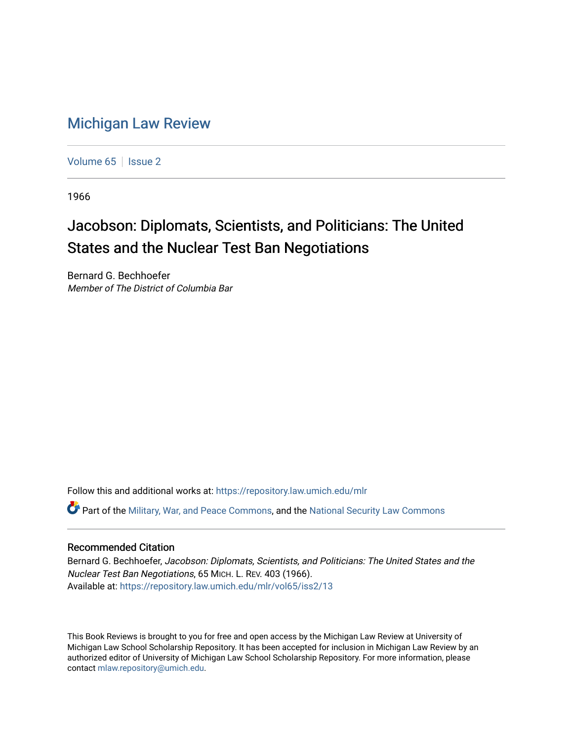# Michigan Law Review

Volume 65 | Issue 2

1966

## Jacobson: Diplomats, Scientists, and Politicians: The United States and the Nuclear Test Ban Negotiations

Bernard G. Bechhoefer
*Member of The District of Columbia Bar*

Follow this and additional works at: https://repository.law.umich.edu/mlr

Part of the Military, War, and Peace Commons, and the National Security Law Commons

### Recommended Citation

Bernard G. Bechhoefer, *Jacobson: Diplomats, Scientists, and Politicians: The United States and the Nuclear Test Ban Negotiations*, 65 MICH. L. REV. 403 (1966).
Available at: https://repository.law.umich.edu/mlr/vol65/iss2/13

This Book Reviews is brought to you for free and open access by the Michigan Law Review at University of Michigan Law School Scholarship Repository. It has been accepted for inclusion in Michigan Law Review by an authorized editor of University of Michigan Law School Scholarship Repository. For more information, please contact mlaw.repository@umich.edu.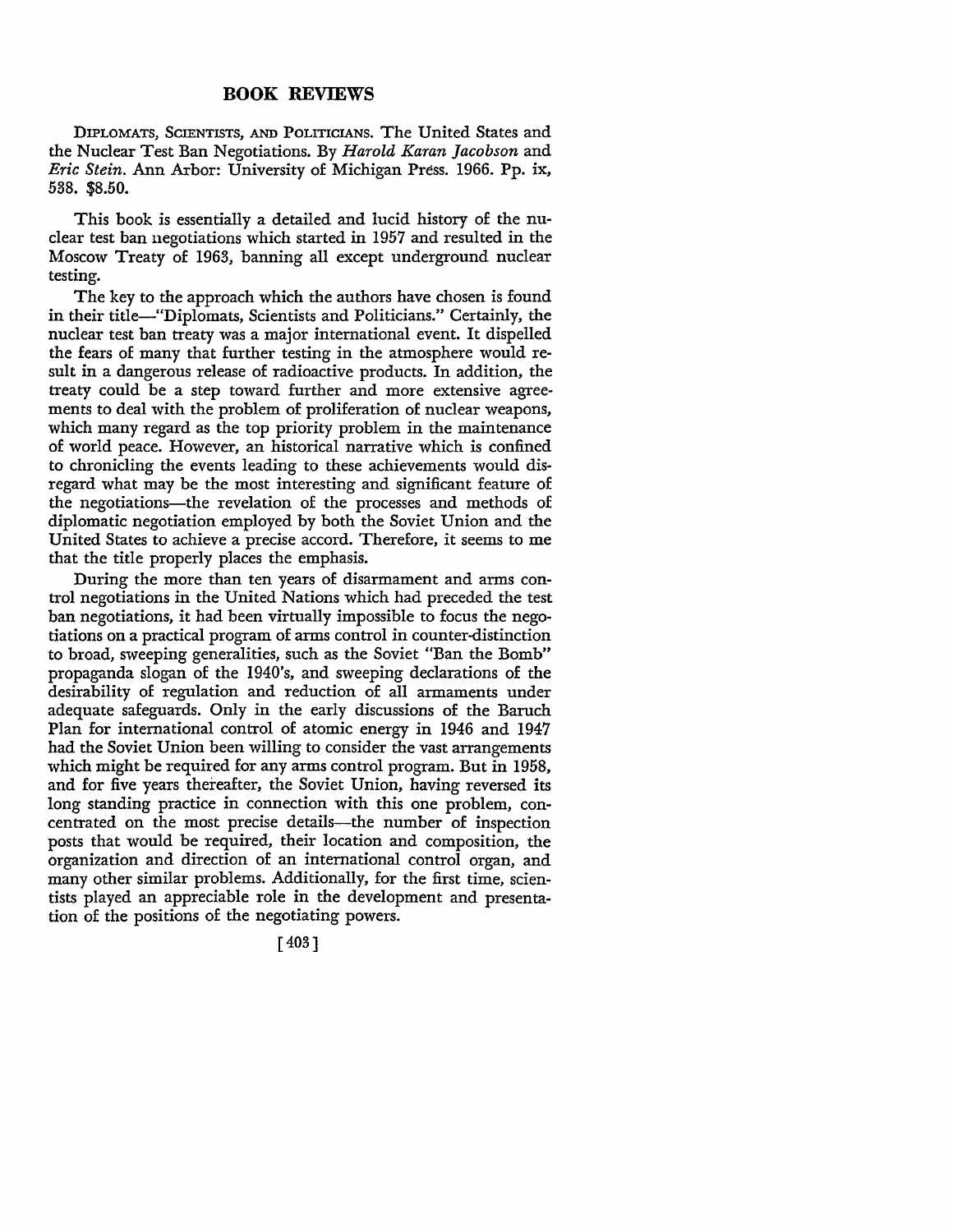## BOOK REVIEWS

DIPLOMATS, SCIENTISTS, AND POLITICIANS. The United States and the Nuclear Test Ban Negotiations. By *Harold Karan Jacobson* and *Eric Stein*. Ann Arbor: University of Michigan Press. 1966. Pp. ix, 538. $8.50.

This book is essentially a detailed and lucid history of the nuclear test ban negotiations which started in 1957 and resulted in the Moscow Treaty of 1963, banning all except underground nuclear testing.

The key to the approach which the authors have chosen is found in their title—"Diplomats, Scientists and Politicians." Certainly, the nuclear test ban treaty was a major international event. It dispelled the fears of many that further testing in the atmosphere would result in a dangerous release of radioactive products. In addition, the treaty could be a step toward further and more extensive agreements to deal with the problem of proliferation of nuclear weapons, which many regard as the top priority problem in the maintenance of world peace. However, an historical narrative which is confined to chronicling the events leading to these achievements would disregard what may be the most interesting and significant feature of the negotiations—the revelation of the processes and methods of diplomatic negotiation employed by both the Soviet Union and the United States to achieve a precise accord. Therefore, it seems to me that the title properly places the emphasis.

During the more than ten years of disarmament and arms control negotiations in the United Nations which had preceded the test ban negotiations, it had been virtually impossible to focus the negotiations on a practical program of arms control in counter-distinction to broad, sweeping generalities, such as the Soviet "Ban the Bomb" propaganda slogan of the 1940's, and sweeping declarations of the desirability of regulation and reduction of all armaments under adequate safeguards. Only in the early discussions of the Baruch Plan for international control of atomic energy in 1946 and 1947 had the Soviet Union been willing to consider the vast arrangements which might be required for any arms control program. But in 1958, and for five years thereafter, the Soviet Union, having reversed its long standing practice in connection with this one problem, concentrated on the most precise details—the number of inspection posts that would be required, their location and composition, the organization and direction of an international control organ, and many other similar problems. Additionally, for the first time, scientists played an appreciable role in the development and presentation of the positions of the negotiating powers.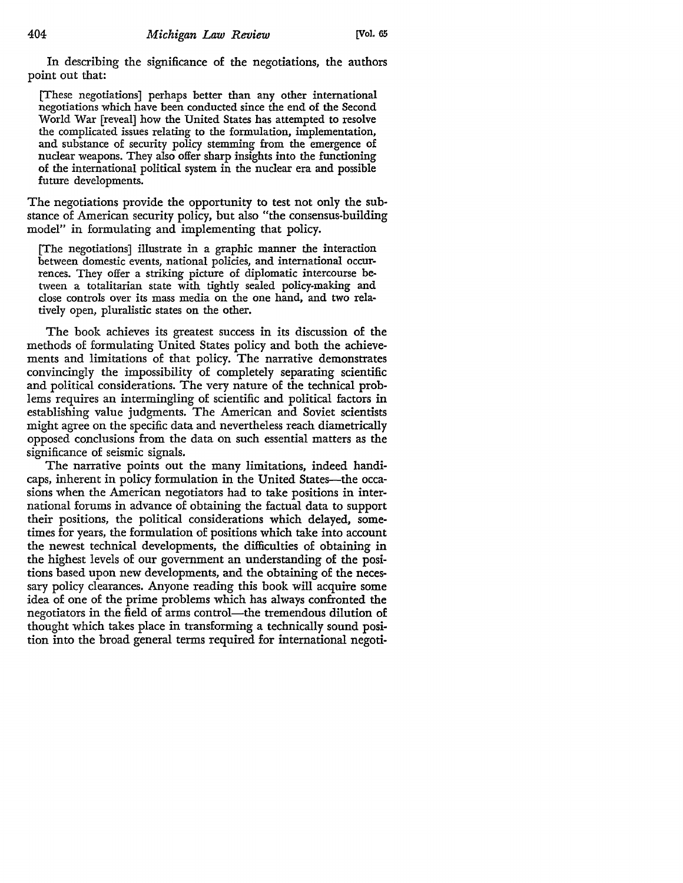In describing the significance of the negotiations, the authors point out that:

> [These negotiations] perhaps better than any other international negotiations which have been conducted since the end of the Second World War [reveal] how the United States has attempted to resolve the complicated issues relating to the formulation, implementation, and substance of security policy stemming from the emergence of nuclear weapons. They also offer sharp insights into the functioning of the international political system in the nuclear era and possible future developments.

The negotiations provide the opportunity to test not only the substance of American security policy, but also "the consensus-building model" in formulating and implementing that policy.

> [The negotiations] illustrate in a graphic manner the interaction between domestic events, national policies, and international occurrences. They offer a striking picture of diplomatic intercourse between a totalitarian state with tightly sealed policy-making and close controls over its mass media on the one hand, and two relatively open, pluralistic states on the other.

The book achieves its greatest success in its discussion of the methods of formulating United States policy and both the achievements and limitations of that policy. The narrative demonstrates convincingly the impossibility of completely separating scientific and political considerations. The very nature of the technical problems requires an intermingling of scientific and political factors in establishing value judgments. The American and Soviet scientists might agree on the specific data and nevertheless reach diametrically opposed conclusions from the data on such essential matters as the significance of seismic signals.

The narrative points out the many limitations, indeed handicaps, inherent in policy formulation in the United States—the occasions when the American negotiators had to take positions in international forums in advance of obtaining the factual data to support their positions, the political considerations which delayed, sometimes for years, the formulation of positions which take into account the newest technical developments, the difficulties of obtaining in the highest levels of our government an understanding of the positions based upon new developments, and the obtaining of the necessary policy clearances. Anyone reading this book will acquire some idea of one of the prime problems which has always confronted the negotiators in the field of arms control—the tremendous dilution of thought which takes place in transforming a technically sound position into the broad general terms required for international negoti-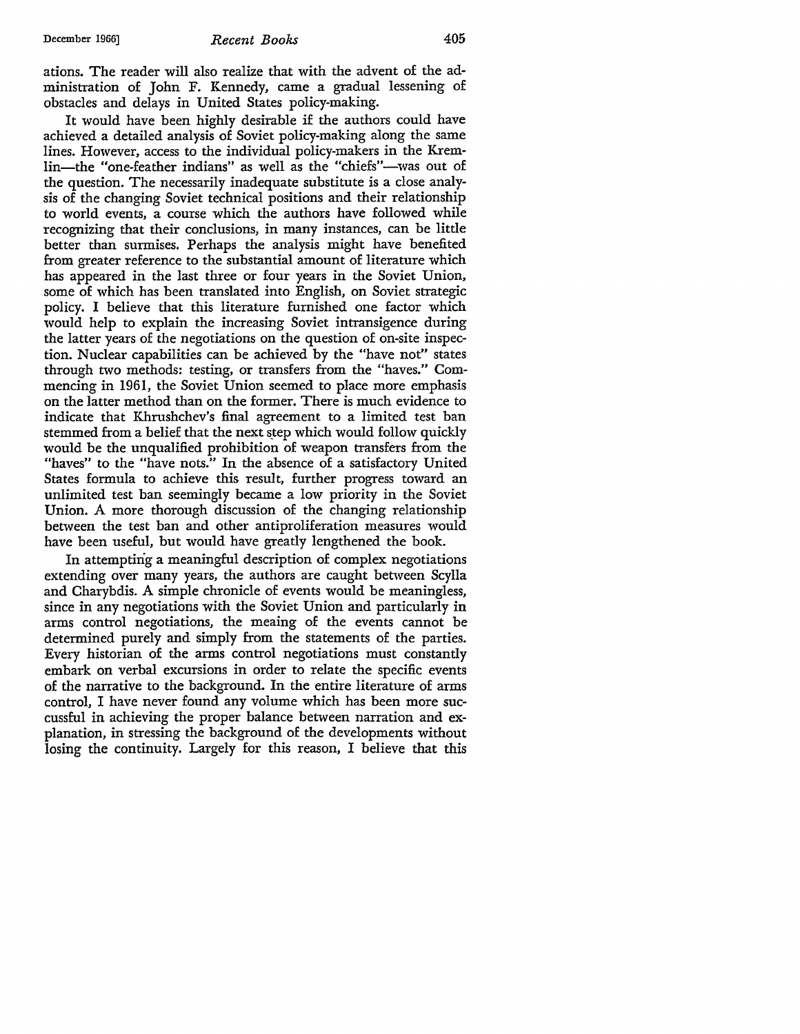ations. The reader will also realize that with the advent of the administration of John F. Kennedy, came a gradual lessening of obstacles and delays in United States policy-making.

It would have been highly desirable if the authors could have achieved a detailed analysis of Soviet policy-making along the same lines. However, access to the individual policy-makers in the Kremlin—the "one-feather indians" as well as the "chiefs"—was out of the question. The necessarily inadequate substitute is a close analysis of the changing Soviet technical positions and their relationship to world events, a course which the authors have followed while recognizing that their conclusions, in many instances, can be little better than surmises. Perhaps the analysis might have benefited from greater reference to the substantial amount of literature which has appeared in the last three or four years in the Soviet Union, some of which has been translated into English, on Soviet strategic policy. I believe that this literature furnished one factor which would help to explain the increasing Soviet intransigence during the latter years of the negotiations on the question of on-site inspection. Nuclear capabilities can be achieved by the "have not" states through two methods: testing, or transfers from the "haves." Commencing in 1961, the Soviet Union seemed to place more emphasis on the latter method than on the former. There is much evidence to indicate that Khrushchev's final agreement to a limited test ban stemmed from a belief that the next step which would follow quickly would be the unqualified prohibition of weapon transfers from the "haves" to the "have nots." In the absence of a satisfactory United States formula to achieve this result, further progress toward an unlimited test ban seemingly became a low priority in the Soviet Union. A more thorough discussion of the changing relationship between the test ban and other antiproliferation measures would have been useful, but would have greatly lengthened the book.

In attempting a meaningful description of complex negotiations extending over many years, the authors are caught between Scylla and Charybdis. A simple chronicle of events would be meaningless, since in any negotiations with the Soviet Union and particularly in arms control negotiations, the meaing of the events cannot be determined purely and simply from the statements of the parties. Every historian of the arms control negotiations must constantly embark on verbal excursions in order to relate the specific events of the narrative to the background. In the entire literature of arms control, I have never found any volume which has been more sucsussful in achieving the proper balance between narration and explanation, in stressing the background of the developments without losing the continuity. Largely for this reason, I believe that this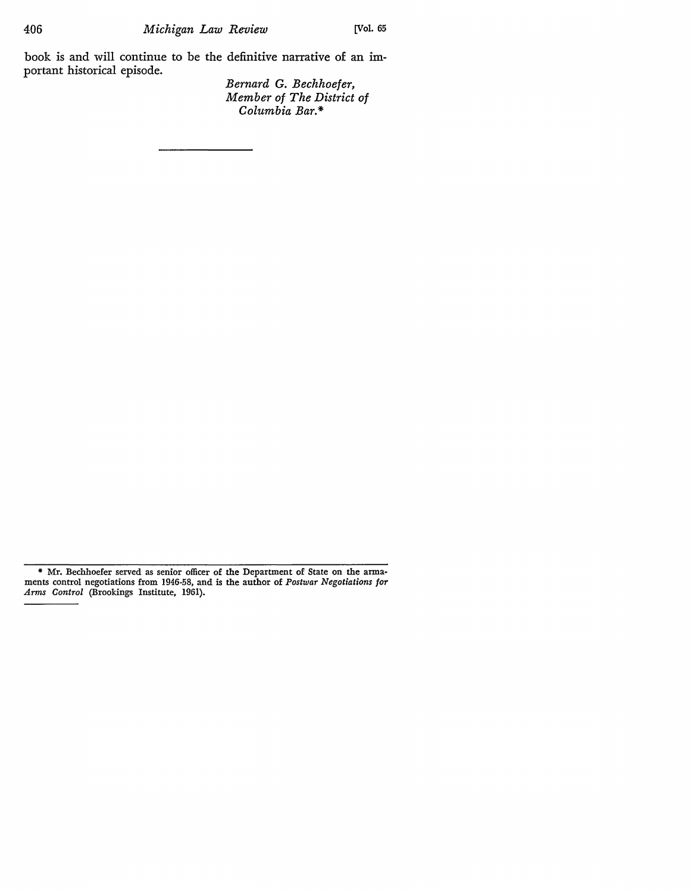book is and will continue to be the definitive narrative of an important historical episode.

*Bernard G. Bechhoefer,*
*Member of The District of Columbia Bar.**

---

* Mr. Bechhoefer served as senior officer of the Department of State on the armaments control negotiations from 1946-58, and is the author of *Postwar Negotiations for Arms Control* (Brookings Institute, 1961).